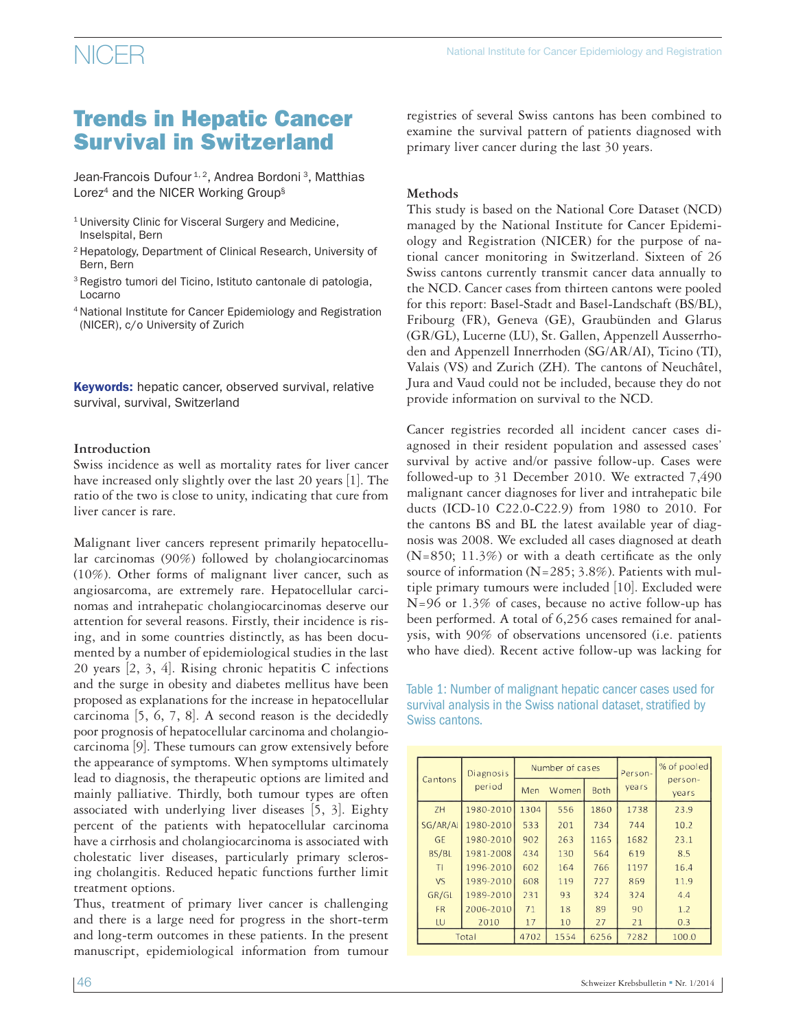# Trends in Hepatic Cancer Survival in Switzerland

Jean-Francois Dufour [1, 2], Andrea Bordoni [3], Matthias Lorez[4] and the NICER Working Group[§]

[1] University Clinic for Visceral Surgery and Medicine, Inselspital, Bern

[2] Hepatology, Department of Clinical Research, University of Bern, Bern

[3] Registro tumori del Ticino, Istituto cantonale di patologia, Locarno

[4] National Institute for Cancer Epidemiology and Registration (NICER), c/o University of Zurich

**Keywords:** hepatic cancer, observed survival, relative survival, survival, Switzerland

## Introduction

Swiss incidence as well as mortality rates for liver cancer have increased only slightly over the last 20 years [1]. The ratio of the two is close to unity, indicating that cure from liver cancer is rare.

Malignant liver cancers represent primarily hepatocellular carcinomas (90%) followed by cholangiocarcinomas (10%). Other forms of malignant liver cancer, such as angiosarcoma, are extremely rare. Hepatocellular carcinomas and intrahepatic cholangiocarcinomas deserve our attention for several reasons. Firstly, their incidence is rising, and in some countries distinctly, as has been documented by a number of epidemiological studies in the last 20 years [2, 3, 4]. Rising chronic hepatitis C infections and the surge in obesity and diabetes mellitus have been proposed as explanations for the increase in hepatocellular carcinoma [5, 6, 7, 8]. A second reason is the decidedly poor prognosis of hepatocellular carcinoma and cholangiocarcinoma [9]. These tumours can grow extensively before the appearance of symptoms. When symptoms ultimately lead to diagnosis, the therapeutic options are limited and mainly palliative. Thirdly, both tumour types are often associated with underlying liver diseases [5, 3]. Eighty percent of the patients with hepatocellular carcinoma have a cirrhosis and cholangiocarcinoma is associated with cholestatic liver diseases, particularly primary sclerosing cholangitis. Reduced hepatic functions further limit treatment options.

Thus, treatment of primary liver cancer is challenging and there is a large need for progress in the short-term and long-term outcomes in these patients. In the present manuscript, epidemiological information from tumour registries of several Swiss cantons has been combined to examine the survival pattern of patients diagnosed with primary liver cancer during the last 30 years.

## Methods

This study is based on the National Core Dataset (NCD) managed by the National Institute for Cancer Epidemiology and Registration (NICER) for the purpose of national cancer monitoring in Switzerland. Sixteen of 26 Swiss cantons currently transmit cancer data annually to the NCD. Cancer cases from thirteen cantons were pooled for this report: Basel-Stadt and Basel-Landschaft (BS/BL), Fribourg (FR), Geneva (GE), Graubünden and Glarus (GR/GL), Lucerne (LU), St. Gallen, Appenzell Ausserrhoden and Appenzell Innerrhoden (SG/AR/AI), Ticino (TI), Valais (VS) and Zurich (ZH). The cantons of Neuchâtel, Jura and Vaud could not be included, because they do not provide information on survival to the NCD.

Cancer registries recorded all incident cancer cases diagnosed in their resident population and assessed cases' survival by active and/or passive follow-up. Cases were followed-up to 31 December 2010. We extracted 7,490 malignant cancer diagnoses for liver and intrahepatic bile ducts (ICD-10 C22.0-C22.9) from 1980 to 2010. For the cantons BS and BL the latest available year of diagnosis was 2008. We excluded all cases diagnosed at death (N=850; 11.3%) or with a death certificate as the only source of information (N=285; 3.8%). Patients with multiple primary tumours were included [10]. Excluded were N=96 or 1.3% of cases, because no active follow-up has been performed. A total of 6,256 cases remained for analysis, with 90% of observations uncensored (i.e. patients who have died). Recent active follow-up was lacking for

Table 1: Number of malignant hepatic cancer cases used for survival analysis in the Swiss national dataset, stratified by Swiss cantons.

| Cantons | Diagnosis period | Number of cases | | | Person-years | % of pooled person-years |
|---|---|---|---|---|---|---|
| | | Men | Women | Both | | |
| ZH | 1980-2010 | 1304 | 556 | 1860 | 1738 | 23.9 |
| SG/AR/AI | 1980-2010 | 533 | 201 | 734 | 744 | 10.2 |
| GE | 1980-2010 | 902 | 263 | 1165 | 1682 | 23.1 |
| BS/BL | 1981-2008 | 434 | 130 | 564 | 619 | 8.5 |
| TI | 1996-2010 | 602 | 164 | 766 | 1197 | 16.4 |
| VS | 1989-2010 | 608 | 119 | 727 | 869 | 11.9 |
| GR/GL | 1989-2010 | 231 | 93 | 324 | 324 | 4.4 |
| FR | 2006-2010 | 71 | 18 | 89 | 90 | 1.2 |
| LU | 2010 | 17 | 10 | 27 | 21 | 0.3 |
| Total | | 4702 | 1554 | 6256 | 7282 | 100.0 |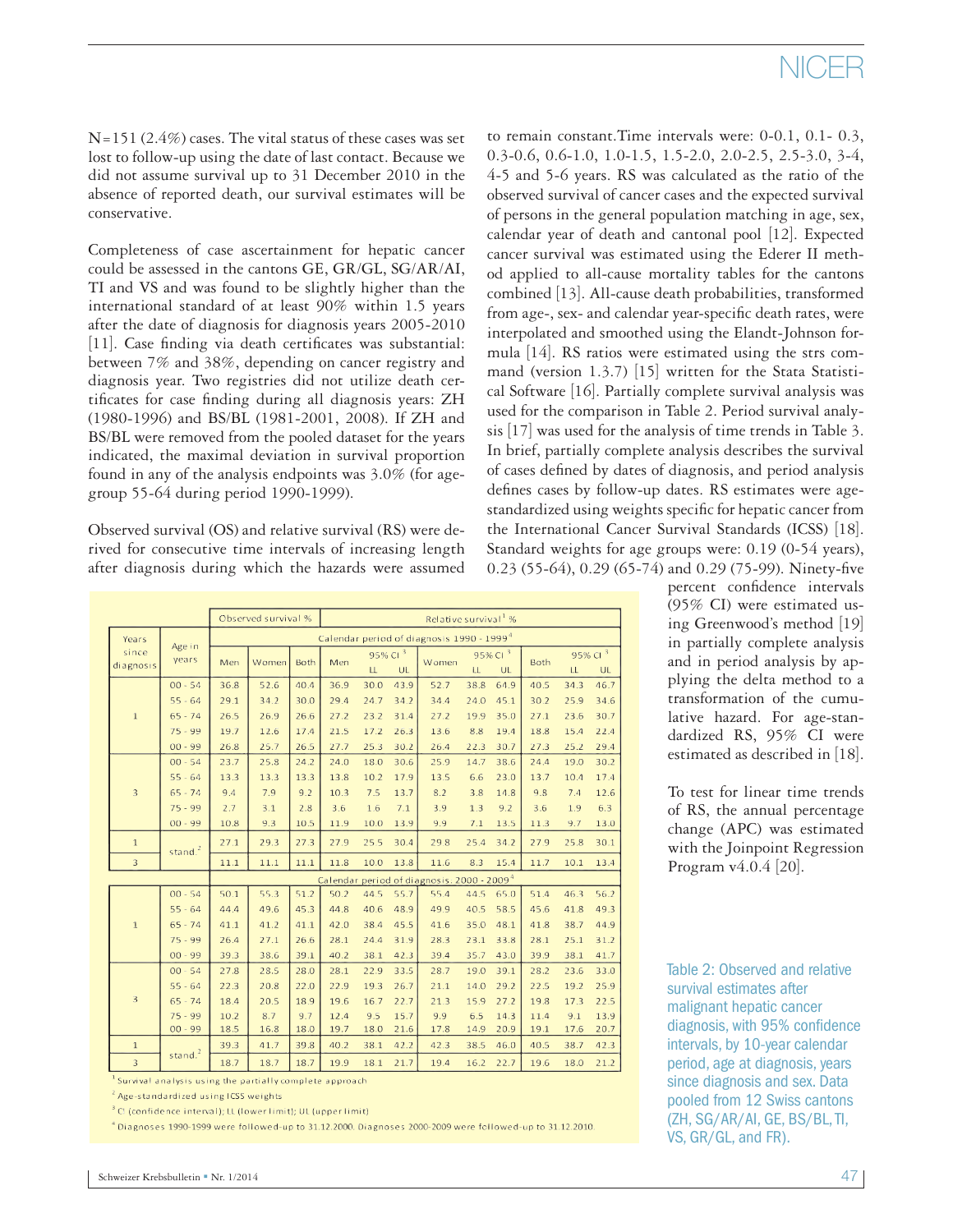N=151 (2.4%) cases. The vital status of these cases was set lost to follow-up using the date of last contact. Because we did not assume survival up to 31 December 2010 in the absence of reported death, our survival estimates will be conservative.

Completeness of case ascertainment for hepatic cancer could be assessed in the cantons GE, GR/GL, SG/AR/AI, TI and VS and was found to be slightly higher than the international standard of at least 90% within 1.5 years after the date of diagnosis for diagnosis years 2005-2010 [11]. Case finding via death certificates was substantial: between 7% and 38%, depending on cancer registry and diagnosis year. Two registries did not utilize death certificates for case finding during all diagnosis years: ZH (1980-1996) and BS/BL (1981-2001, 2008). If ZH and BS/BL were removed from the pooled dataset for the years indicated, the maximal deviation in survival proportion found in any of the analysis endpoints was 3.0% (for age-group 55-64 during period 1990-1999).

Observed survival (OS) and relative survival (RS) were derived for consecutive time intervals of increasing length after diagnosis during which the hazards were assumed to remain constant.Time intervals were: 0-0.1, 0.1- 0.3, 0.3-0.6, 0.6-1.0, 1.0-1.5, 1.5-2.0, 2.0-2.5, 2.5-3.0, 3-4, 4-5 and 5-6 years. RS was calculated as the ratio of the observed survival of cancer cases and the expected survival of persons in the general population matching in age, sex, calendar year of death and cantonal pool [12]. Expected cancer survival was estimated using the Ederer II method applied to all-cause mortality tables for the cantons combined [13]. All-cause death probabilities, transformed from age-, sex- and calendar year-specific death rates, were interpolated and smoothed using the Elandt-Johnson formula [14]. RS ratios were estimated using the strs command (version 1.3.7) [15] written for the Stata Statistical Software [16]. Partially complete survival analysis was used for the comparison in Table 2. Period survival analysis [17] was used for the analysis of time trends in Table 3. In brief, partially complete analysis describes the survival of cases defined by dates of diagnosis, and period analysis defines cases by follow-up dates. RS estimates were age-standardized using weights specific for hepatic cancer from the International Cancer Survival Standards (ICSS) [18]. Standard weights for age groups were: 0.19 (0-54 years), 0.23 (55-64), 0.29 (65-74) and 0.29 (75-99). Ninety-five percent confidence intervals (95% CI) were estimated using Greenwood's method [19] in partially complete analysis and in period analysis by applying the delta method to a transformation of the cumulative hazard. For age-standardized RS, 95% CI were estimated as described in [18].

To test for linear time trends of RS, the annual percentage change (APC) was estimated with the Joinpoint Regression Program v4.0.4 [20].

| Years since diagnosis | Age in years | Observed survival % | | | Relative survival [1] % | | | | | | | | |
|---|---|---|---|---|---|---|---|---|---|---|---|---|---|
| | | Calendar period of diagnosis 1990 - 1999 [4] | | | | | | | | | | | |
| | | Men | Women | Both | Men | 95% CI [3] LL | 95% CI [3] UL | Women | 95% CI [3] LL | 95% CI [3] UL | Both | 95% CI [3] LL | 95% CI [3] UL |
| 1 | 00 - 54 | 36.8 | 52.6 | 40.4 | 36.9 | 30.0 | 43.9 | 52.7 | 38.8 | 64.9 | 40.5 | 34.3 | 46.7 |
| | 55 - 64 | 29.1 | 34.2 | 30.0 | 29.4 | 24.7 | 34.2 | 34.4 | 24.0 | 45.1 | 30.2 | 25.9 | 34.6 |
| | 65 - 74 | 26.5 | 26.9 | 26.6 | 27.2 | 23.2 | 31.4 | 27.2 | 19.9 | 35.0 | 27.1 | 23.6 | 30.7 |
| | 75 - 99 | 19.7 | 12.6 | 17.4 | 21.5 | 17.2 | 26.3 | 13.6 | 8.8 | 19.4 | 18.8 | 15.4 | 22.4 |
| | 00 - 99 | 26.8 | 25.7 | 26.5 | 27.7 | 25.3 | 30.2 | 26.4 | 22.3 | 30.7 | 27.3 | 25.2 | 29.4 |
| 3 | 00 - 54 | 23.7 | 25.8 | 24.2 | 24.0 | 18.0 | 30.6 | 25.9 | 14.7 | 38.6 | 24.4 | 19.0 | 30.2 |
| | 55 - 64 | 13.3 | 13.3 | 13.3 | 13.8 | 10.2 | 17.9 | 13.5 | 6.6 | 23.0 | 13.7 | 10.4 | 17.4 |
| | 65 - 74 | 9.4 | 7.9 | 9.2 | 10.3 | 7.5 | 13.7 | 8.2 | 3.8 | 14.8 | 9.8 | 7.4 | 12.6 |
| | 75 - 99 | 2.7 | 3.1 | 2.8 | 3.6 | 1.6 | 7.1 | 3.9 | 1.3 | 9.2 | 3.6 | 1.9 | 6.3 |
| | 00 - 99 | 10.8 | 9.3 | 10.5 | 11.9 | 10.0 | 13.9 | 9.9 | 7.1 | 13.5 | 11.3 | 9.7 | 13.0 |
| 1 | stand. [2] | 27.1 | 29.3 | 27.3 | 27.9 | 25.5 | 30.4 | 29.8 | 25.4 | 34.2 | 27.9 | 25.8 | 30.1 |
| 3 | | 11.1 | 11.1 | 11.1 | 11.8 | 10.0 | 13.8 | 11.6 | 8.3 | 15.4 | 11.7 | 10.1 | 13.4 |
| | | Calendar period of diagnosis 2000 - 2009 [4] | | | | | | | | | | | |
| 1 | 00 - 54 | 50.1 | 55.3 | 51.2 | 50.2 | 44.5 | 55.7 | 55.4 | 44.5 | 65.0 | 51.4 | 46.3 | 56.2 |
| | 55 - 64 | 44.4 | 49.6 | 45.3 | 44.8 | 40.6 | 48.9 | 49.9 | 40.5 | 58.5 | 45.6 | 41.8 | 49.3 |
| | 65 - 74 | 41.1 | 41.2 | 41.1 | 42.0 | 38.4 | 45.5 | 41.6 | 35.0 | 48.1 | 41.8 | 38.7 | 44.9 |
| | 75 - 99 | 26.4 | 27.1 | 26.6 | 28.1 | 24.4 | 31.9 | 28.3 | 23.1 | 33.8 | 28.1 | 25.1 | 31.2 |
| | 00 - 99 | 39.3 | 38.6 | 39.1 | 40.2 | 38.1 | 42.3 | 39.4 | 35.7 | 43.0 | 39.9 | 38.1 | 41.7 |
| 3 | 00 - 54 | 27.8 | 28.5 | 28.0 | 28.1 | 22.9 | 33.5 | 28.7 | 19.0 | 39.1 | 28.2 | 23.6 | 33.0 |
| | 55 - 64 | 22.3 | 20.8 | 22.0 | 22.9 | 19.3 | 26.7 | 21.1 | 14.0 | 29.2 | 22.5 | 19.2 | 25.9 |
| | 65 - 74 | 18.4 | 20.5 | 18.9 | 19.6 | 16.7 | 22.7 | 21.3 | 15.9 | 27.2 | 19.8 | 17.3 | 22.5 |
| | 75 - 99 | 10.2 | 8.7 | 9.7 | 12.4 | 9.5 | 15.7 | 9.9 | 6.5 | 14.3 | 11.4 | 9.1 | 13.9 |
| | 00 - 99 | 18.5 | 16.8 | 18.0 | 19.7 | 18.0 | 21.6 | 17.8 | 14.9 | 20.9 | 19.1 | 17.6 | 20.7 |
| 1 | stand. [2] | 39.3 | 41.7 | 39.8 | 40.2 | 38.1 | 42.2 | 42.3 | 38.5 | 46.0 | 40.5 | 38.7 | 42.3 |
| 3 | | 18.7 | 18.7 | 18.7 | 19.9 | 18.1 | 21.7 | 19.4 | 16.2 | 22.7 | 19.6 | 18.0 | 21.2 |

[1] Survival analysis using the partially complete approach

[2] Age-standardized using ICSS weights

[3] CI (confidence interval); LL (lower limit); UL (upper limit)

[4] Diagnoses 1990-1999 were followed-up to 31.12.2000. Diagnoses 2000-2009 were followed-up to 31.12.2010.

Table 2: Observed and relative survival estimates after malignant hepatic cancer diagnosis, with 95% confidence intervals, by 10-year calendar period, age at diagnosis, years since diagnosis and sex. Data pooled from 12 Swiss cantons (ZH, SG/AR/AI, GE, BS/BL, TI, VS, GR/GL, and FR).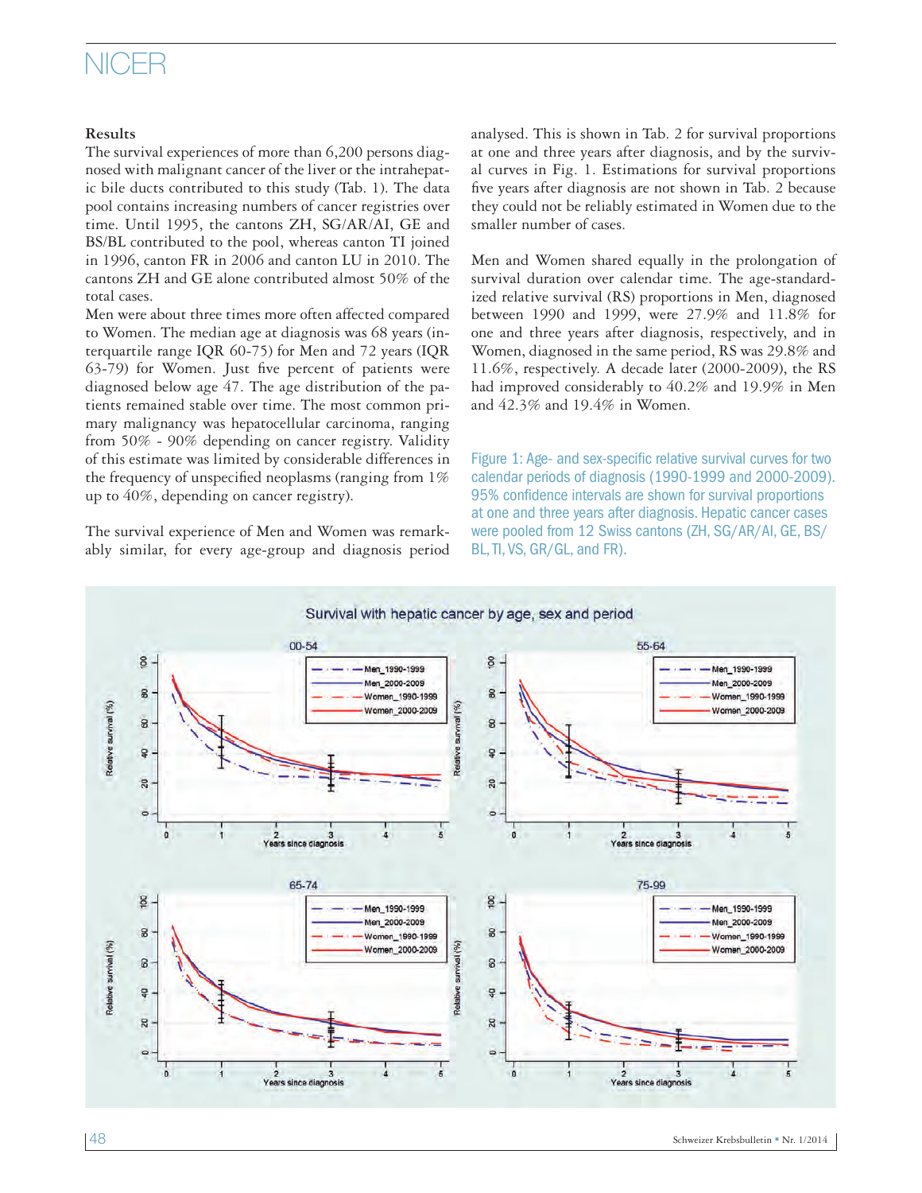## Results

The survival experiences of more than 6,200 persons diagnosed with malignant cancer of the liver or the intrahepatic bile ducts contributed to this study (Tab. 1). The data pool contains increasing numbers of cancer registries over time. Until 1995, the cantons ZH, SG/AR/AI, GE and BS/BL contributed to the pool, whereas canton TI joined in 1996, canton FR in 2006 and canton LU in 2010. The cantons ZH and GE alone contributed almost 50% of the total cases.

Men were about three times more often affected compared to Women. The median age at diagnosis was 68 years (interquartile range IQR 60-75) for Men and 72 years (IQR 63-79) for Women. Just five percent of patients were diagnosed below age 47. The age distribution of the patients remained stable over time. The most common primary malignancy was hepatocellular carcinoma, ranging from 50% - 90% depending on cancer registry. Validity of this estimate was limited by considerable differences in the frequency of unspecified neoplasms (ranging from 1% up to 40%, depending on cancer registry).

The survival experience of Men and Women was remarkably similar, for every age-group and diagnosis period analysed. This is shown in Tab. 2 for survival proportions at one and three years after diagnosis, and by the survival curves in Fig. 1. Estimations for survival proportions five years after diagnosis are not shown in Tab. 2 because they could not be reliably estimated in Women due to the smaller number of cases.

Men and Women shared equally in the prolongation of survival duration over calendar time. The age-standardized relative survival (RS) proportions in Men, diagnosed between 1990 and 1999, were 27.9% and 11.8% for one and three years after diagnosis, respectively, and in Women, diagnosed in the same period, RS was 29.8% and 11.6%, respectively. A decade later (2000-2009), the RS had improved considerably to 40.2% and 19.9% in Men and 42.3% and 19.4% in Women.

Figure 1: Age- and sex-specific relative survival curves for two calendar periods of diagnosis (1990-1999 and 2000-2009). 95% confidence intervals are shown for survival proportions at one and three years after diagnosis. Hepatic cancer cases were pooled from 12 Swiss cantons (ZH, SG/AR/AI, GE, BS/BL, TI, VS, GR/GL, and FR).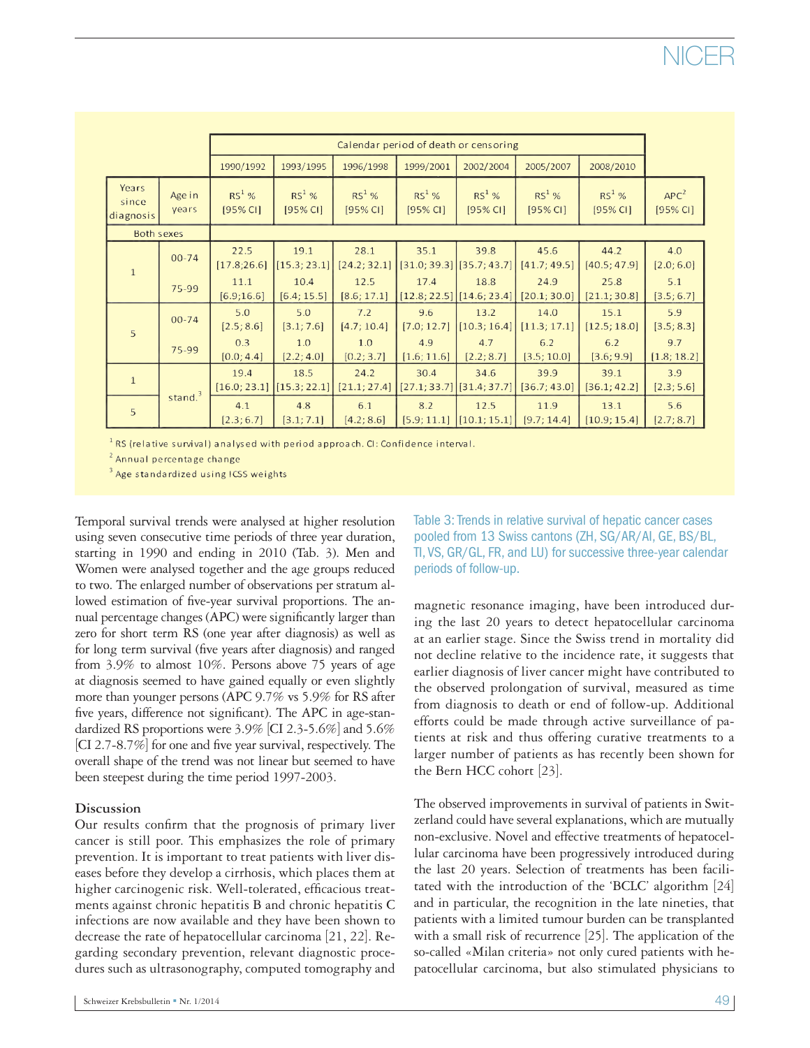| Years since diagnosis | Age in years | 1990/1992 RS[1] % [95% CI] | 1993/1995 RS[1] % [95% CI] | 1996/1998 RS[1] % [95% CI] | 1999/2001 RS[1] % [95% CI] | 2002/2004 RS[1] % [95% CI] | 2005/2007 RS[1] % [95% CI] | 2008/2010 RS[1] % [95% CI] | APC[2] [95% CI] |
|---|---|---|---|---|---|---|---|---|---|
| | | Calendar period of death or censoring | | | | | | | |
| Both sexes | | | | | | | | | |
| 1 | 00-74 | 22.5 [17.8;26.6] | 19.1 [15.3; 23.1] | 28.1 [24.2; 32.1] | 35.1 [31.0; 39.3] | 39.8 [35.7; 43.7] | 45.6 [41.7; 49.5] | 44.2 [40.5; 47.9] | 4.0 [2.0; 6.0] |
| | 75-99 | 11.1 [6.9;16.6] | 10.4 [6.4; 15.5] | 12.5 [8.6; 17.1] | 17.4 [12.8; 22.5] | 18.8 [14.6; 23.4] | 24.9 [20.1; 30.0] | 25.8 [21.1; 30.8] | 5.1 [3.5; 6.7] |
| 5 | 00-74 | 5.0 [2.5; 8.6] | 5.0 [3.1; 7.6] | 7.2 [4.7; 10.4] | 9.6 [7.0; 12.7] | 13.2 [10.3; 16.4] | 14.0 [11.3; 17.1] | 15.1 [12.5; 18.0] | 5.9 [3.5; 8.3] |
| | 75-99 | 0.3 [0.0; 4.4] | 1.0 [2.2; 4.0] | 1.0 [0.2; 3.7] | 4.9 [1.6; 11.6] | 4.7 [2.2; 8.7] | 6.2 [3.5; 10.0] | 6.2 [3.6; 9.9] | 9.7 [1.8; 18.2] |
| 1 | stand.[3] | 19.4 [16.0; 23.1] | 18.5 [15.3; 22.1] | 24.2 [21.1; 27.4] | 30.4 [27.1; 33.7] | 34.6 [31.4; 37.7] | 39.9 [36.7; 43.0] | 39.1 [36.1; 42.2] | 3.9 [2.3; 5.6] |
| 5 | stand.[3] | 4.1 [2.3; 6.7] | 4.8 [3.1; 7.1] | 6.1 [4.2; 8.6] | 8.2 [5.9; 11.1] | 12.5 [10.1; 15.1] | 11.9 [9.7; 14.4] | 13.1 [10.9; 15.4] | 5.6 [2.7; 8.7] |

[1] RS (relative survival) analysed with period approach. CI: Confidence interval.
[2] Annual percentage change
[3] Age standardized using ICSS weights

Table 3: Trends in relative survival of hepatic cancer cases pooled from 13 Swiss cantons (ZH, SG/AR/AI, GE, BS/BL, TI, VS, GR/GL, FR, and LU) for successive three-year calendar periods of follow-up.

Temporal survival trends were analysed at higher resolution using seven consecutive time periods of three year duration, starting in 1990 and ending in 2010 (Tab. 3). Men and Women were analysed together and the age groups reduced to two. The enlarged number of observations per stratum allowed estimation of five-year survival proportions. The annual percentage changes (APC) were significantly larger than zero for short term RS (one year after diagnosis) as well as for long term survival (five years after diagnosis) and ranged from 3.9% to almost 10%. Persons above 75 years of age at diagnosis seemed to have gained equally or even slightly more than younger persons (APC 9.7% vs 5.9% for RS after five years, difference not significant). The APC in age-standardized RS proportions were 3.9% [CI 2.3-5.6%] and 5.6% [CI 2.7-8.7%] for one and five year survival, respectively. The overall shape of the trend was not linear but seemed to have been steepest during the time period 1997-2003.

## Discussion

Our results confirm that the prognosis of primary liver cancer is still poor. This emphasizes the role of primary prevention. It is important to treat patients with liver diseases before they develop a cirrhosis, which places them at higher carcinogenic risk. Well-tolerated, efficacious treatments against chronic hepatitis B and chronic hepatitis C infections are now available and they have been shown to decrease the rate of hepatocellular carcinoma [21, 22]. Regarding secondary prevention, relevant diagnostic procedures such as ultrasonography, computed tomography and magnetic resonance imaging, have been introduced during the last 20 years to detect hepatocellular carcinoma at an earlier stage. Since the Swiss trend in mortality did not decline relative to the incidence rate, it suggests that earlier diagnosis of liver cancer might have contributed to the observed prolongation of survival, measured as time from diagnosis to death or end of follow-up. Additional efforts could be made through active surveillance of patients at risk and thus offering curative treatments to a larger number of patients as has recently been shown for the Bern HCC cohort [23].

The observed improvements in survival of patients in Switzerland could have several explanations, which are mutually non-exclusive. Novel and effective treatments of hepatocellular carcinoma have been progressively introduced during the last 20 years. Selection of treatments has been facilitated with the introduction of the 'BCLC' algorithm [24] and in particular, the recognition in the late nineties, that patients with a limited tumour burden can be transplanted with a small risk of recurrence [25]. The application of the so-called «Milan criteria» not only cured patients with hepatocellular carcinoma, but also stimulated physicians to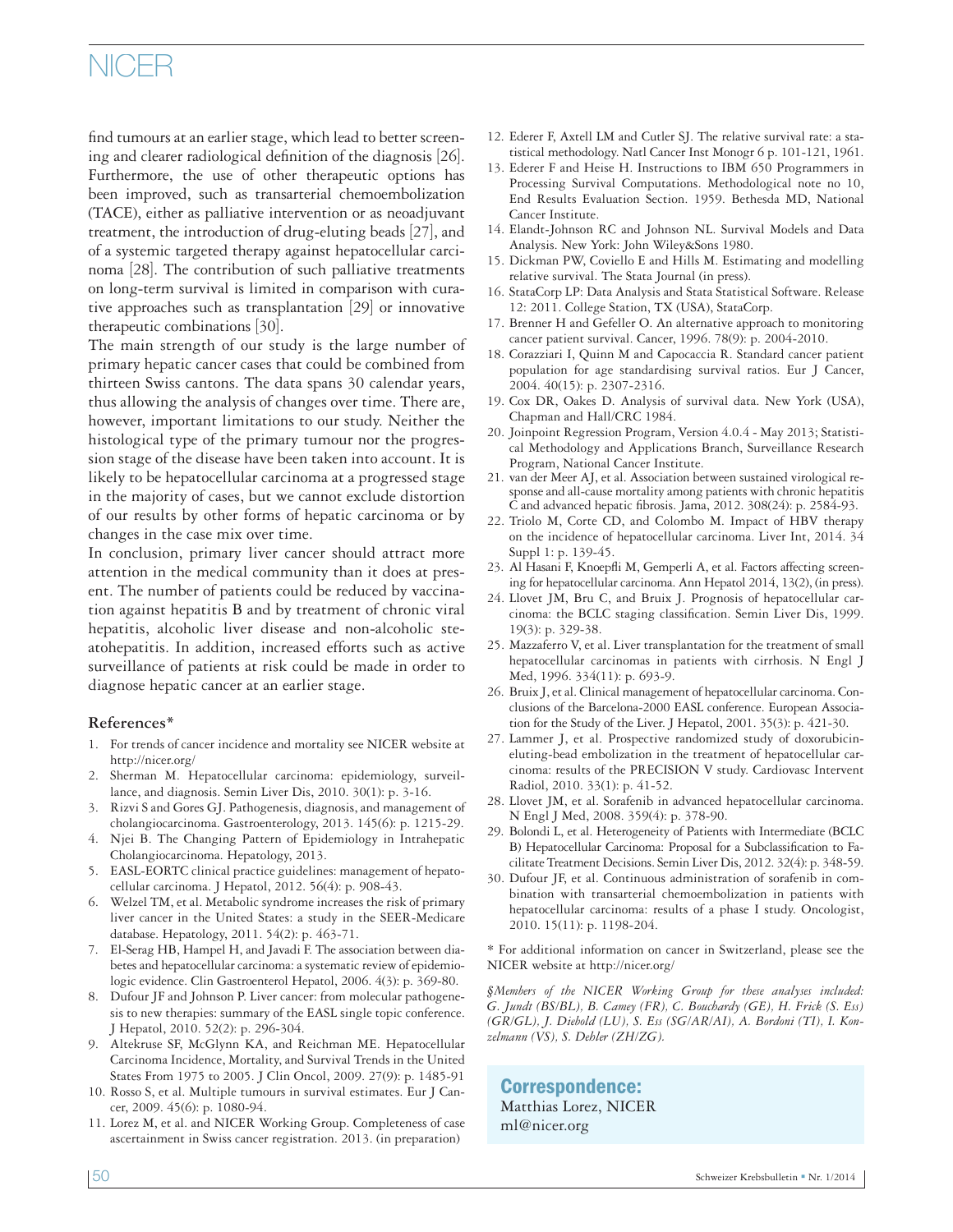find tumours at an earlier stage, which lead to better screening and clearer radiological definition of the diagnosis [26]. Furthermore, the use of other therapeutic options has been improved, such as transarterial chemoembolization (TACE), either as palliative intervention or as neoadjuvant treatment, the introduction of drug-eluting beads [27], and of a systemic targeted therapy against hepatocellular carcinoma [28]. The contribution of such palliative treatments on long-term survival is limited in comparison with curative approaches such as transplantation [29] or innovative therapeutic combinations [30].

The main strength of our study is the large number of primary hepatic cancer cases that could be combined from thirteen Swiss cantons. The data spans 30 calendar years, thus allowing the analysis of changes over time. There are, however, important limitations to our study. Neither the histological type of the primary tumour nor the progression stage of the disease have been taken into account. It is likely to be hepatocellular carcinoma at a progressed stage in the majority of cases, but we cannot exclude distortion of our results by other forms of hepatic carcinoma or by changes in the case mix over time.

In conclusion, primary liver cancer should attract more attention in the medical community than it does at present. The number of patients could be reduced by vaccination against hepatitis B and by treatment of chronic viral hepatitis, alcoholic liver disease and non-alcoholic steatohepatitis. In addition, increased efforts such as active surveillance of patients at risk could be made in order to diagnose hepatic cancer at an earlier stage.

### References*

1. For trends of cancer incidence and mortality see NICER website at http://nicer.org/
2. Sherman M. Hepatocellular carcinoma: epidemiology, surveillance, and diagnosis. Semin Liver Dis, 2010. 30(1): p. 3-16.
3. Rizvi S and Gores GJ. Pathogenesis, diagnosis, and management of cholangiocarcinoma. Gastroenterology, 2013. 145(6): p. 1215-29.
4. Njei B. The Changing Pattern of Epidemiology in Intrahepatic Cholangiocarcinoma. Hepatology, 2013.
5. EASL-EORTC clinical practice guidelines: management of hepatocellular carcinoma. J Hepatol, 2012. 56(4): p. 908-43.
6. Welzel TM, et al. Metabolic syndrome increases the risk of primary liver cancer in the United States: a study in the SEER-Medicare database. Hepatology, 2011. 54(2): p. 463-71.
7. El-Serag HB, Hampel H, and Javadi F. The association between diabetes and hepatocellular carcinoma: a systematic review of epidemiologic evidence. Clin Gastroenterol Hepatol, 2006. 4(3): p. 369-80.
8. Dufour JF and Johnson P. Liver cancer: from molecular pathogenesis to new therapies: summary of the EASL single topic conference. J Hepatol, 2010. 52(2): p. 296-304.
9. Altekruse SF, McGlynn KA, and Reichman ME. Hepatocellular Carcinoma Incidence, Mortality, and Survival Trends in the United States From 1975 to 2005. J Clin Oncol, 2009. 27(9): p. 1485-91
10. Rosso S, et al. Multiple tumours in survival estimates. Eur J Cancer, 2009. 45(6): p. 1080-94.
11. Lorez M, et al. and NICER Working Group. Completeness of case ascertainment in Swiss cancer registration. 2013. (in preparation)
12. Ederer F, Axtell LM and Cutler SJ. The relative survival rate: a statistical methodology. Natl Cancer Inst Monogr 6 p. 101-121, 1961.
13. Ederer F and Heise H. Instructions to IBM 650 Programmers in Processing Survival Computations. Methodological note no 10, End Results Evaluation Section. 1959. Bethesda MD, National Cancer Institute.
14. Elandt-Johnson RC and Johnson NL. Survival Models and Data Analysis. New York: John Wiley&Sons 1980.
15. Dickman PW, Coviello E and Hills M. Estimating and modelling relative survival. The Stata Journal (in press).
16. StataCorp LP: Data Analysis and Stata Statistical Software. Release 12: 2011. College Station, TX (USA), StataCorp.
17. Brenner H and Gefeller O. An alternative approach to monitoring cancer patient survival. Cancer, 1996. 78(9): p. 2004-2010.
18. Corazziari I, Quinn M and Capocaccia R. Standard cancer patient population for age standardising survival ratios. Eur J Cancer, 2004. 40(15): p. 2307-2316.
19. Cox DR, Oakes D. Analysis of survival data. New York (USA), Chapman and Hall/CRC 1984.
20. Joinpoint Regression Program, Version 4.0.4 - May 2013; Statistical Methodology and Applications Branch, Surveillance Research Program, National Cancer Institute.
21. van der Meer AJ, et al. Association between sustained virological response and all-cause mortality among patients with chronic hepatitis C and advanced hepatic fibrosis. Jama, 2012. 308(24): p. 2584-93.
22. Triolo M, Corte CD, and Colombo M. Impact of HBV therapy on the incidence of hepatocellular carcinoma. Liver Int, 2014. 34 Suppl 1: p. 139-45.
23. Al Hasani F, Knoepfli M, Gemperli A, et al. Factors affecting screening for hepatocellular carcinoma. Ann Hepatol 2014, 13(2), (in press).
24. Llovet JM, Bru C, and Bruix J. Prognosis of hepatocellular carcinoma: the BCLC staging classification. Semin Liver Dis, 1999. 19(3): p. 329-38.
25. Mazzaferro V, et al. Liver transplantation for the treatment of small hepatocellular carcinomas in patients with cirrhosis. N Engl J Med, 1996. 334(11): p. 693-9.
26. Bruix J, et al. Clinical management of hepatocellular carcinoma. Conclusions of the Barcelona-2000 EASL conference. European Association for the Study of the Liver. J Hepatol, 2001. 35(3): p. 421-30.
27. Lammer J, et al. Prospective randomized study of doxorubicin-eluting-bead embolization in the treatment of hepatocellular carcinoma: results of the PRECISION V study. Cardiovasc Intervent Radiol, 2010. 33(1): p. 41-52.
28. Llovet JM, et al. Sorafenib in advanced hepatocellular carcinoma. N Engl J Med, 2008. 359(4): p. 378-90.
29. Bolondi L, et al. Heterogeneity of Patients with Intermediate (BCLC B) Hepatocellular Carcinoma: Proposal for a Subclassification to Facilitate Treatment Decisions. Semin Liver Dis, 2012. 32(4): p. 348-59.
30. Dufour JF, et al. Continuous administration of sorafenib in combination with transarterial chemoembolization in patients with hepatocellular carcinoma: results of a phase I study. Oncologist, 2010. 15(11): p. 1198-204.

* For additional information on cancer in Switzerland, please see the NICER website at http://nicer.org/

*§Members of the NICER Working Group for these analyses included: G. Jundt (BS/BL), B. Camey (FR), C. Bouchardy (GE), H. Frick (S. Ess) (GR/GL), J. Diebold (LU), S. Ess (SG/AR/AI), A. Bordoni (TI), I. Konzelmann (VS), S. Dehler (ZH/ZG).*

**Correspondence:**
Matthias Lorez, NICER
ml@nicer.org